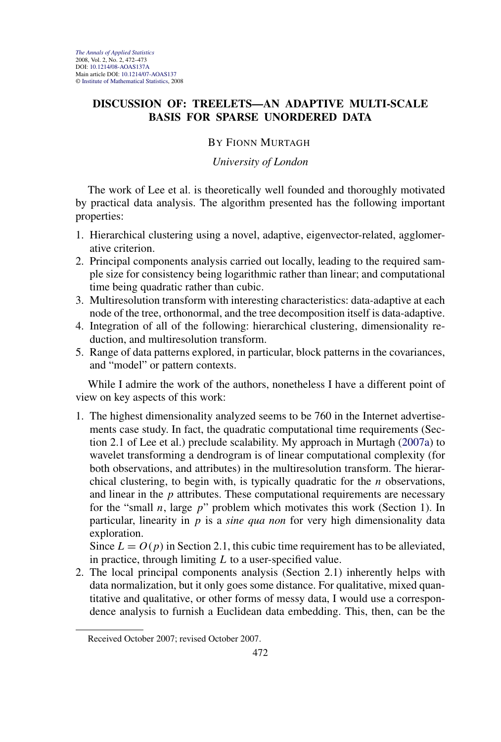# DISCUSSION OF: TREELETS—AN ADAPTIVE MULTI-SCALE BASIS FOR SPARSE UNORDERED DATA

BY FIONN MURTAGH

*University of London*

The work of Lee et al. is theoretically well founded and thoroughly motivated by practical data analysis. The algorithm presented has the following important properties:

1. Hierarchical clustering using a novel, adaptive, eigenvector-related, agglomerative criterion.
2. Principal components analysis carried out locally, leading to the required sample size for consistency being logarithmic rather than linear; and computational time being quadratic rather than cubic.
3. Multiresolution transform with interesting characteristics: data-adaptive at each node of the tree, orthonormal, and the tree decomposition itself is data-adaptive.
4. Integration of all of the following: hierarchical clustering, dimensionality reduction, and multiresolution transform.
5. Range of data patterns explored, in particular, block patterns in the covariances, and "model" or pattern contexts.

While I admire the work of the authors, nonetheless I have a different point of view on key aspects of this work:

1. The highest dimensionality analyzed seems to be 760 in the Internet advertisements case study. In fact, the quadratic computational time requirements (Section 2.1 of Lee et al.) preclude scalability. My approach in Murtagh (2007a) to wavelet transforming a dendrogram is of linear computational complexity (for both observations, and attributes) in the multiresolution transform. The hierarchical clustering, to begin with, is typically quadratic for the $n$ observations, and linear in the $p$ attributes. These computational requirements are necessary for the "small $n$, large $p$" problem which motivates this work (Section 1). In particular, linearity in $p$ is a *sine qua non* for very high dimensionality data exploration.

   Since $L = O(p)$ in Section 2.1, this cubic time requirement has to be alleviated, in practice, through limiting $L$ to a user-specified value.
2. The local principal components analysis (Section 2.1) inherently helps with data normalization, but it only goes some distance. For qualitative, mixed quantitative and qualitative, or other forms of messy data, I would use a correspondence analysis to furnish a Euclidean data embedding. This, then, can be the

Received October 2007; revised October 2007.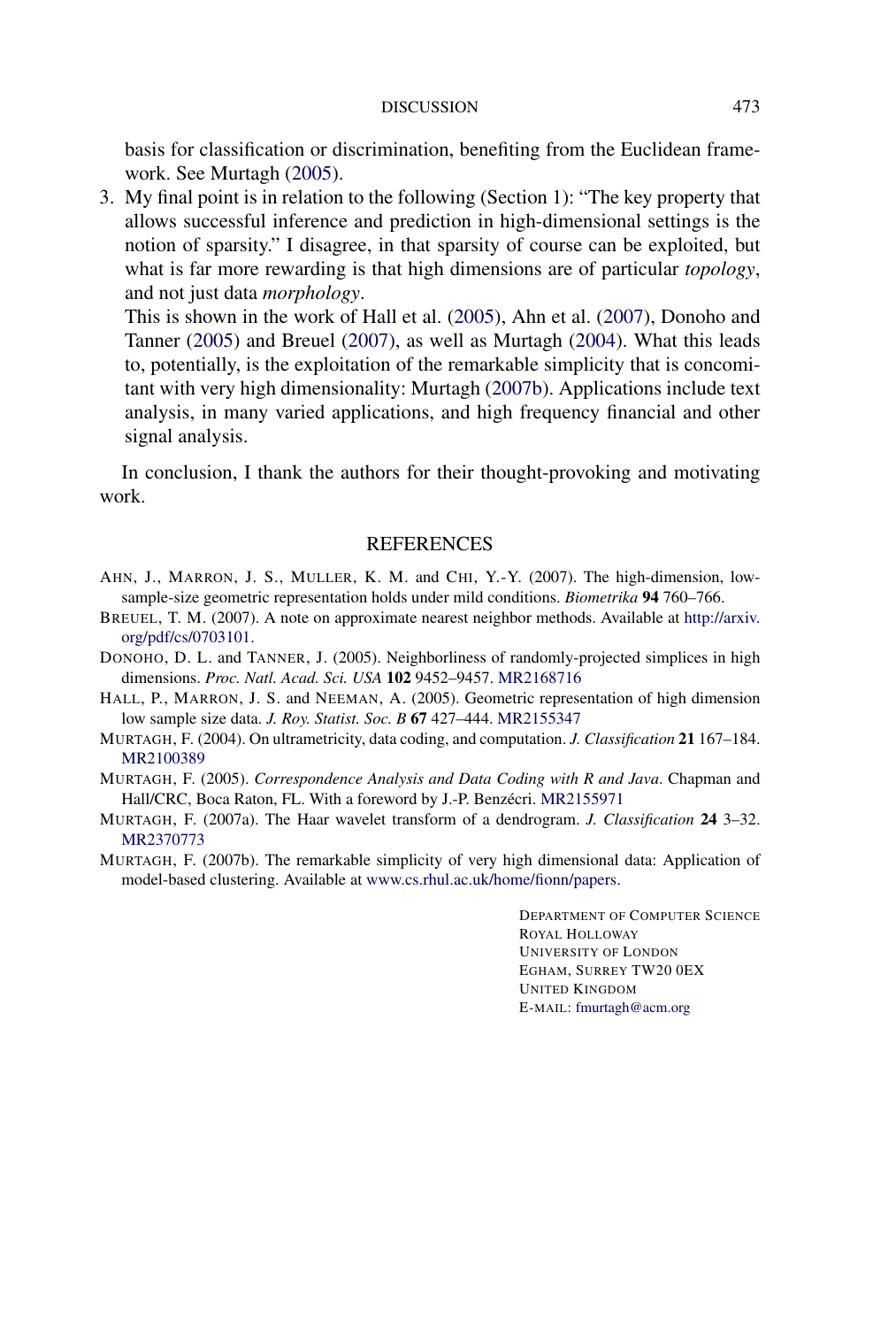basis for classification or discrimination, benefiting from the Euclidean framework. See Murtagh (2005).

3. My final point is in relation to the following (Section 1): "The key property that allows successful inference and prediction in high-dimensional settings is the notion of sparsity." I disagree, in that sparsity of course can be exploited, but what is far more rewarding is that high dimensions are of particular *topology*, and not just data *morphology*.

   This is shown in the work of Hall et al. (2005), Ahn et al. (2007), Donoho and Tanner (2005) and Breuel (2007), as well as Murtagh (2004). What this leads to, potentially, is the exploitation of the remarkable simplicity that is concomitant with very high dimensionality: Murtagh (2007b). Applications include text analysis, in many varied applications, and high frequency financial and other signal analysis.

In conclusion, I thank the authors for their thought-provoking and motivating work.

## REFERENCES

AHN, J., MARRON, J. S., MULLER, K. M. and CHI, Y.-Y. (2007). The high-dimension, low-sample-size geometric representation holds under mild conditions. *Biometrika* **94** 760–766.

BREUEL, T. M. (2007). A note on approximate nearest neighbor methods. Available at http://arxiv.org/pdf/cs/0703101.

DONOHO, D. L. and TANNER, J. (2005). Neighborliness of randomly-projected simplices in high dimensions. *Proc. Natl. Acad. Sci. USA* **102** 9452–9457. MR2168716

HALL, P., MARRON, J. S. and NEEMAN, A. (2005). Geometric representation of high dimension low sample size data. *J. Roy. Statist. Soc. B* **67** 427–444. MR2155347

MURTAGH, F. (2004). On ultrametricity, data coding, and computation. *J. Classification* **21** 167–184. MR2100389

MURTAGH, F. (2005). *Correspondence Analysis and Data Coding with R and Java*. Chapman and Hall/CRC, Boca Raton, FL. With a foreword by J.-P. Benzécri. MR2155971

MURTAGH, F. (2007a). The Haar wavelet transform of a dendrogram. *J. Classification* **24** 3–32. MR2370773

MURTAGH, F. (2007b). The remarkable simplicity of very high dimensional data: Application of model-based clustering. Available at www.cs.rhul.ac.uk/home/fionn/papers.

DEPARTMENT OF COMPUTER SCIENCE
ROYAL HOLLOWAY
UNIVERSITY OF LONDON
EGHAM, SURREY TW20 0EX
UNITED KINGDOM
E-MAIL: fmurtagh@acm.org